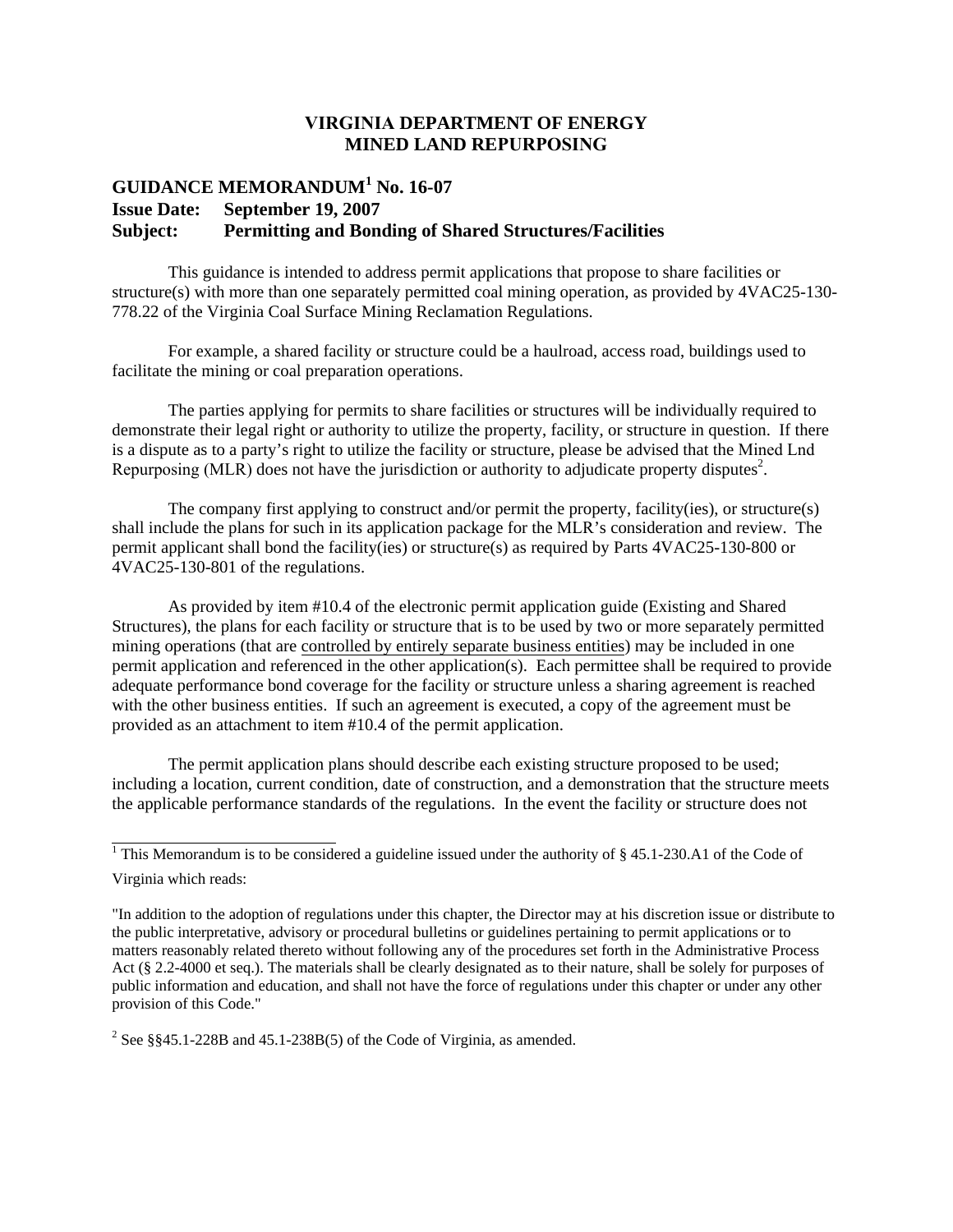# VIRGINIA DEPARTMENT OF ENERGY
# MINED LAND REPURPOSING

**GUIDANCE MEMORANDUM[1] No. 16-07**
**Issue Date: September 19, 2007**
**Subject: Permitting and Bonding of Shared Structures/Facilities**

This guidance is intended to address permit applications that propose to share facilities or structure(s) with more than one separately permitted coal mining operation, as provided by 4VAC25-130-778.22 of the Virginia Coal Surface Mining Reclamation Regulations.

For example, a shared facility or structure could be a haulroad, access road, buildings used to facilitate the mining or coal preparation operations.

The parties applying for permits to share facilities or structures will be individually required to demonstrate their legal right or authority to utilize the property, facility, or structure in question. If there is a dispute as to a party's right to utilize the facility or structure, please be advised that the Mined Lnd Repurposing (MLR) does not have the jurisdiction or authority to adjudicate property disputes[2].

The company first applying to construct and/or permit the property, facility(ies), or structure(s) shall include the plans for such in its application package for the MLR's consideration and review. The permit applicant shall bond the facility(ies) or structure(s) as required by Parts 4VAC25-130-800 or 4VAC25-130-801 of the regulations.

As provided by item #10.4 of the electronic permit application guide (Existing and Shared Structures), the plans for each facility or structure that is to be used by two or more separately permitted mining operations (that are <u>controlled by entirely separate business entities</u>) may be included in one permit application and referenced in the other application(s). Each permittee shall be required to provide adequate performance bond coverage for the facility or structure unless a sharing agreement is reached with the other business entities. If such an agreement is executed, a copy of the agreement must be provided as an attachment to item #10.4 of the permit application.

The permit application plans should describe each existing structure proposed to be used; including a location, current condition, date of construction, and a demonstration that the structure meets the applicable performance standards of the regulations. In the event the facility or structure does not

---

[1] This Memorandum is to be considered a guideline issued under the authority of § 45.1-230.A1 of the Code of Virginia which reads:

"In addition to the adoption of regulations under this chapter, the Director may at his discretion issue or distribute to the public interpretative, advisory or procedural bulletins or guidelines pertaining to permit applications or to matters reasonably related thereto without following any of the procedures set forth in the Administrative Process Act (§ 2.2-4000 et seq.). The materials shall be clearly designated as to their nature, shall be solely for purposes of public information and education, and shall not have the force of regulations under this chapter or under any other provision of this Code."

[2] See §§45.1-228B and 45.1-238B(5) of the Code of Virginia, as amended.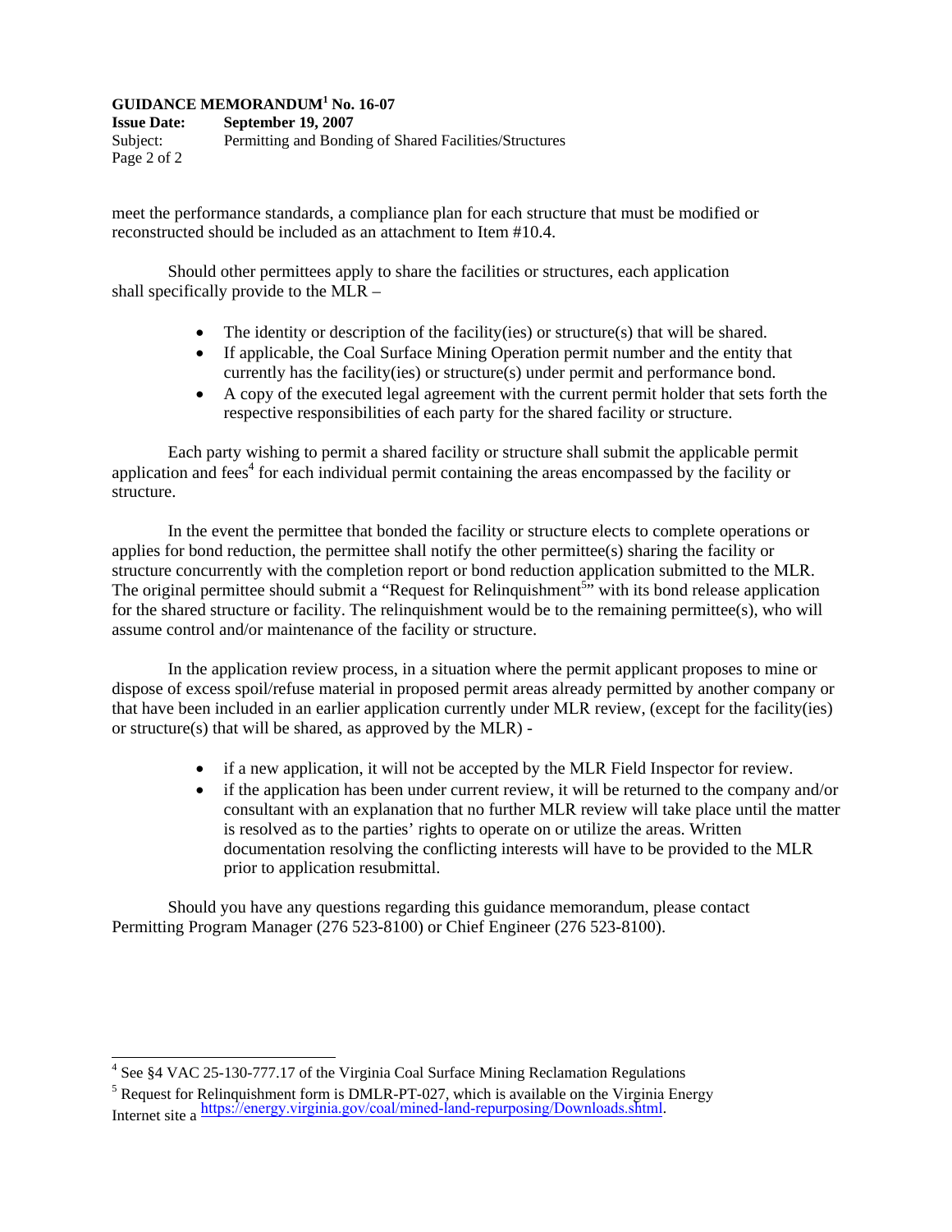meet the performance standards, a compliance plan for each structure that must be modified or reconstructed should be included as an attachment to Item #10.4.

Should other permittees apply to share the facilities or structures, each application shall specifically provide to the MLR –

- The identity or description of the facility(ies) or structure(s) that will be shared.
- If applicable, the Coal Surface Mining Operation permit number and the entity that currently has the facility(ies) or structure(s) under permit and performance bond.
- A copy of the executed legal agreement with the current permit holder that sets forth the respective responsibilities of each party for the shared facility or structure.

Each party wishing to permit a shared facility or structure shall submit the applicable permit application and fees[4] for each individual permit containing the areas encompassed by the facility or structure.

In the event the permittee that bonded the facility or structure elects to complete operations or applies for bond reduction, the permittee shall notify the other permittee(s) sharing the facility or structure concurrently with the completion report or bond reduction application submitted to the MLR. The original permittee should submit a "Request for Relinquishment[5]" with its bond release application for the shared structure or facility. The relinquishment would be to the remaining permittee(s), who will assume control and/or maintenance of the facility or structure.

In the application review process, in a situation where the permit applicant proposes to mine or dispose of excess spoil/refuse material in proposed permit areas already permitted by another company or that have been included in an earlier application currently under MLR review, (except for the facility(ies) or structure(s) that will be shared, as approved by the MLR) -

- if a new application, it will not be accepted by the MLR Field Inspector for review.
- if the application has been under current review, it will be returned to the company and/or consultant with an explanation that no further MLR review will take place until the matter is resolved as to the parties' rights to operate on or utilize the areas. Written documentation resolving the conflicting interests will have to be provided to the MLR prior to application resubmittal.

Should you have any questions regarding this guidance memorandum, please contact Permitting Program Manager (276 523-8100) or Chief Engineer (276 523-8100).

---

[4] See §4 VAC 25-130-777.17 of the Virginia Coal Surface Mining Reclamation Regulations

[5] Request for Relinquishment form is DMLR-PT-027, which is available on the Virginia Energy Internet site a https://energy.virginia.gov/coal/mined-land-repurposing/Downloads.shtml.